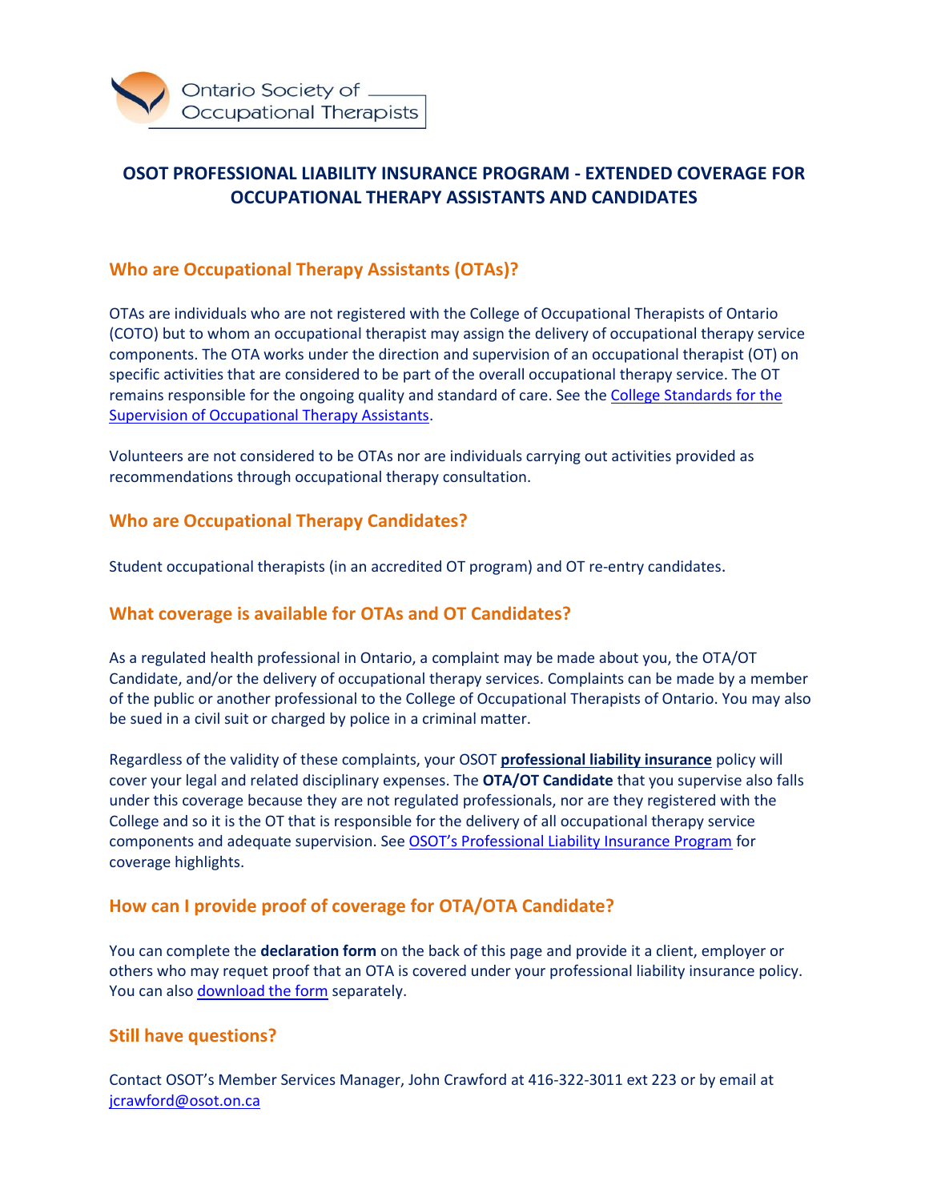Ontario Society of Occupational Therapists

# OSOT PROFESSIONAL LIABILITY INSURANCE PROGRAM - EXTENDED COVERAGE FOR OCCUPATIONAL THERAPY ASSISTANTS AND CANDIDATES

## Who are Occupational Therapy Assistants (OTAs)?

OTAs are individuals who are not registered with the College of Occupational Therapists of Ontario (COTO) but to whom an occupational therapist may assign the delivery of occupational therapy service components. The OTA works under the direction and supervision of an occupational therapist (OT) on specific activities that are considered to be part of the overall occupational therapy service. The OT remains responsible for the ongoing quality and standard of care. See the College Standards for the Supervision of Occupational Therapy Assistants.

Volunteers are not considered to be OTAs nor are individuals carrying out activities provided as recommendations through occupational therapy consultation.

## Who are Occupational Therapy Candidates?

Student occupational therapists (in an accredited OT program) and OT re-entry candidates.

## What coverage is available for OTAs and OT Candidates?

As a regulated health professional in Ontario, a complaint may be made about you, the OTA/OT Candidate, and/or the delivery of occupational therapy services. Complaints can be made by a member of the public or another professional to the College of Occupational Therapists of Ontario. You may also be sued in a civil suit or charged by police in a criminal matter.

Regardless of the validity of these complaints, your OSOT **professional liability insurance** policy will cover your legal and related disciplinary expenses. The **OTA/OT Candidate** that you supervise also falls under this coverage because they are not regulated professionals, nor are they registered with the College and so it is the OT that is responsible for the delivery of all occupational therapy service components and adequate supervision. See OSOT's Professional Liability Insurance Program for coverage highlights.

## How can I provide proof of coverage for OTA/OTA Candidate?

You can complete the **declaration form** on the back of this page and provide it a client, employer or others who may requet proof that an OTA is covered under your professional liability insurance policy. You can also download the form separately.

## Still have questions?

Contact OSOT's Member Services Manager, John Crawford at 416-322-3011 ext 223 or by email at jcrawford@osot.on.ca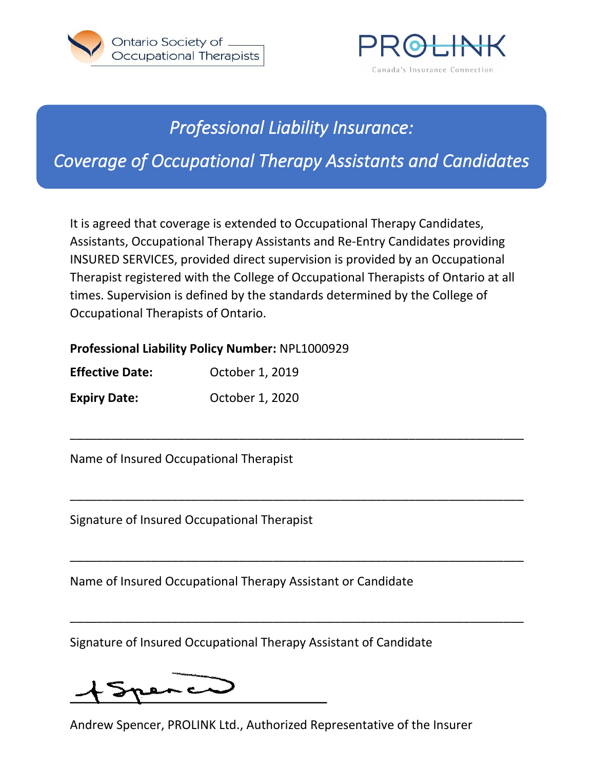Ontario Society of Occupational Therapists

PROLINK
Canada's Insurance Connection

# *Professional Liability Insurance:*

# *Coverage of Occupational Therapy Assistants and Candidates*

It is agreed that coverage is extended to Occupational Therapy Candidates, Assistants, Occupational Therapy Assistants and Re-Entry Candidates providing INSURED SERVICES, provided direct supervision is provided by an Occupational Therapist registered with the College of Occupational Therapists of Ontario at all times. Supervision is defined by the standards determined by the College of Occupational Therapists of Ontario.

**Professional Liability Policy Number:** NPL1000929

**Effective Date:** October 1, 2019

**Expiry Date:** October 1, 2020

\_\_\_\_\_\_\_\_\_\_\_\_\_\_\_\_\_\_\_\_\_\_\_\_\_\_\_\_\_\_\_\_\_\_\_\_\_\_\_\_\_\_\_\_\_\_\_\_\_\_\_\_\_\_\_\_\_\_\_\_\_\_

Name of Insured Occupational Therapist

\_\_\_\_\_\_\_\_\_\_\_\_\_\_\_\_\_\_\_\_\_\_\_\_\_\_\_\_\_\_\_\_\_\_\_\_\_\_\_\_\_\_\_\_\_\_\_\_\_\_\_\_\_\_\_\_\_\_\_\_\_\_

Signature of Insured Occupational Therapist

\_\_\_\_\_\_\_\_\_\_\_\_\_\_\_\_\_\_\_\_\_\_\_\_\_\_\_\_\_\_\_\_\_\_\_\_\_\_\_\_\_\_\_\_\_\_\_\_\_\_\_\_\_\_\_\_\_\_\_\_\_\_

Name of Insured Occupational Therapy Assistant or Candidate

\_\_\_\_\_\_\_\_\_\_\_\_\_\_\_\_\_\_\_\_\_\_\_\_\_\_\_\_\_\_\_\_\_\_\_\_\_\_\_\_\_\_\_\_\_\_\_\_\_\_\_\_\_\_\_\_\_\_\_\_\_\_

Signature of Insured Occupational Therapy Assistant of Candidate

\_\_\_\_\_\_\_\_\_\_\_\_\_\_\_\_\_\_\_\_\_\_\_\_\_\_\_\_\_\_\_\_\_\_\_\_\_\_\_\_

Andrew Spencer, PROLINK Ltd., Authorized Representative of the Insurer